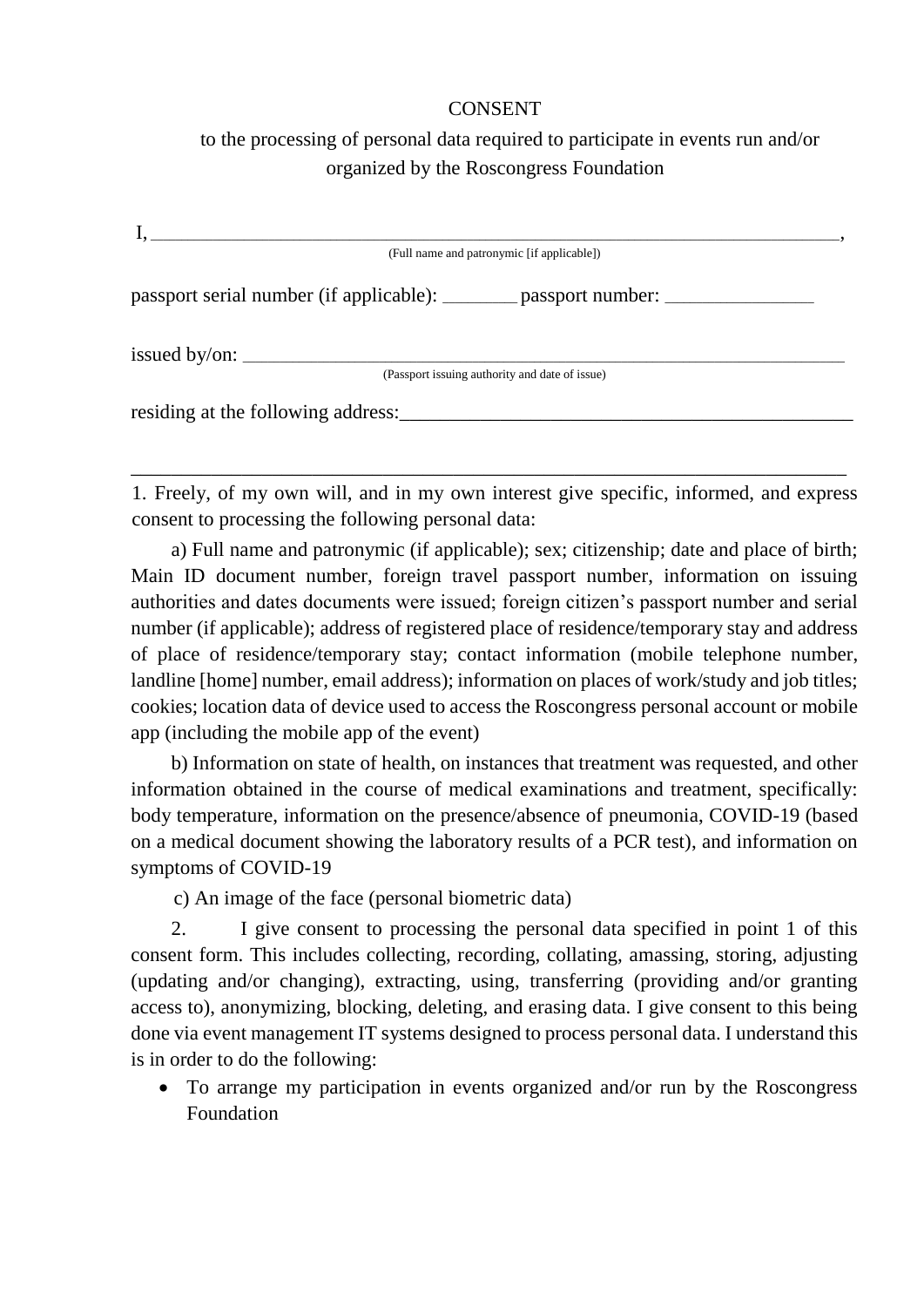CONSENT

to the processing of personal data required to participate in events run and/or organized by the Roscongress Foundation

I, \_\_\_\_\_\_\_\_\_\_\_\_\_\_\_\_\_\_\_\_\_\_\_\_\_\_\_\_\_\_\_\_\_\_\_\_\_\_\_\_\_\_\_\_\_\_\_\_\_\_\_\_\_\_\_\_\_\_\_\_\_\_\_\_\_\_\_\_\_\_\_\_,
(Full name and patronymic [if applicable])

passport serial number (if applicable): \_\_\_\_\_\_\_\_ passport number: \_\_\_\_\_\_\_\_\_\_\_\_\_\_\_\_

issued by/on: \_\_\_\_\_\_\_\_\_\_\_\_\_\_\_\_\_\_\_\_\_\_\_\_\_\_\_\_\_\_\_\_\_\_\_\_\_\_\_\_\_\_\_\_\_\_\_\_\_\_\_\_\_\_\_\_\_\_\_\_\_\_\_\_
(Passport issuing authority and date of issue)

residing at the following address:\_\_\_\_\_\_\_\_\_\_\_\_\_\_\_\_\_\_\_\_\_\_\_\_\_\_\_\_\_\_\_\_\_\_\_\_\_\_\_\_\_\_\_\_\_\_\_\_

\_\_\_\_\_\_\_\_\_\_\_\_\_\_\_\_\_\_\_\_\_\_\_\_\_\_\_\_\_\_\_\_\_\_\_\_\_\_\_\_\_\_\_\_\_\_\_\_\_\_\_\_\_\_\_\_\_\_\_\_\_\_\_\_\_\_\_\_\_\_\_\_\_\_\_\_\_\_\_\_

1. Freely, of my own will, and in my own interest give specific, informed, and express consent to processing the following personal data:

a) Full name and patronymic (if applicable); sex; citizenship; date and place of birth; Main ID document number, foreign travel passport number, information on issuing authorities and dates documents were issued; foreign citizen's passport number and serial number (if applicable); address of registered place of residence/temporary stay and address of place of residence/temporary stay; contact information (mobile telephone number, landline [home] number, email address); information on places of work/study and job titles; cookies; location data of device used to access the Roscongress personal account or mobile app (including the mobile app of the event)

b) Information on state of health, on instances that treatment was requested, and other information obtained in the course of medical examinations and treatment, specifically: body temperature, information on the presence/absence of pneumonia, COVID-19 (based on a medical document showing the laboratory results of a PCR test), and information on symptoms of COVID-19

c) An image of the face (personal biometric data)

2. I give consent to processing the personal data specified in point 1 of this consent form. This includes collecting, recording, collating, amassing, storing, adjusting (updating and/or changing), extracting, using, transferring (providing and/or granting access to), anonymizing, blocking, deleting, and erasing data. I give consent to this being done via event management IT systems designed to process personal data. I understand this is in order to do the following:

- To arrange my participation in events organized and/or run by the Roscongress Foundation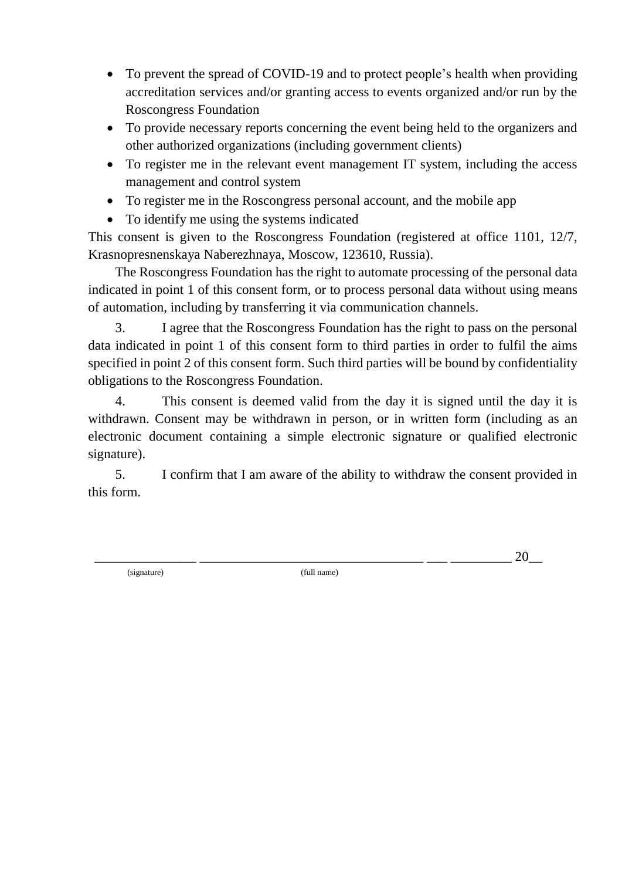- To prevent the spread of COVID-19 and to protect people's health when providing accreditation services and/or granting access to events organized and/or run by the Roscongress Foundation
- To provide necessary reports concerning the event being held to the organizers and other authorized organizations (including government clients)
- To register me in the relevant event management IT system, including the access management and control system
- To register me in the Roscongress personal account, and the mobile app
- To identify me using the systems indicated

This consent is given to the Roscongress Foundation (registered at office 1101, 12/7, Krasnopresnenskaya Naberezhnaya, Moscow, 123610, Russia).

The Roscongress Foundation has the right to automate processing of the personal data indicated in point 1 of this consent form, or to process personal data without using means of automation, including by transferring it via communication channels.

3. I agree that the Roscongress Foundation has the right to pass on the personal data indicated in point 1 of this consent form to third parties in order to fulfil the aims specified in point 2 of this consent form. Such third parties will be bound by confidentiality obligations to the Roscongress Foundation.

4. This consent is deemed valid from the day it is signed until the day it is withdrawn. Consent may be withdrawn in person, or in written form (including as an electronic document containing a simple electronic signature or qualified electronic signature).

5. I confirm that I am aware of the ability to withdraw the consent provided in this form.

_______________ _________________________________ ___ _________ 20__

(signature) (full name)